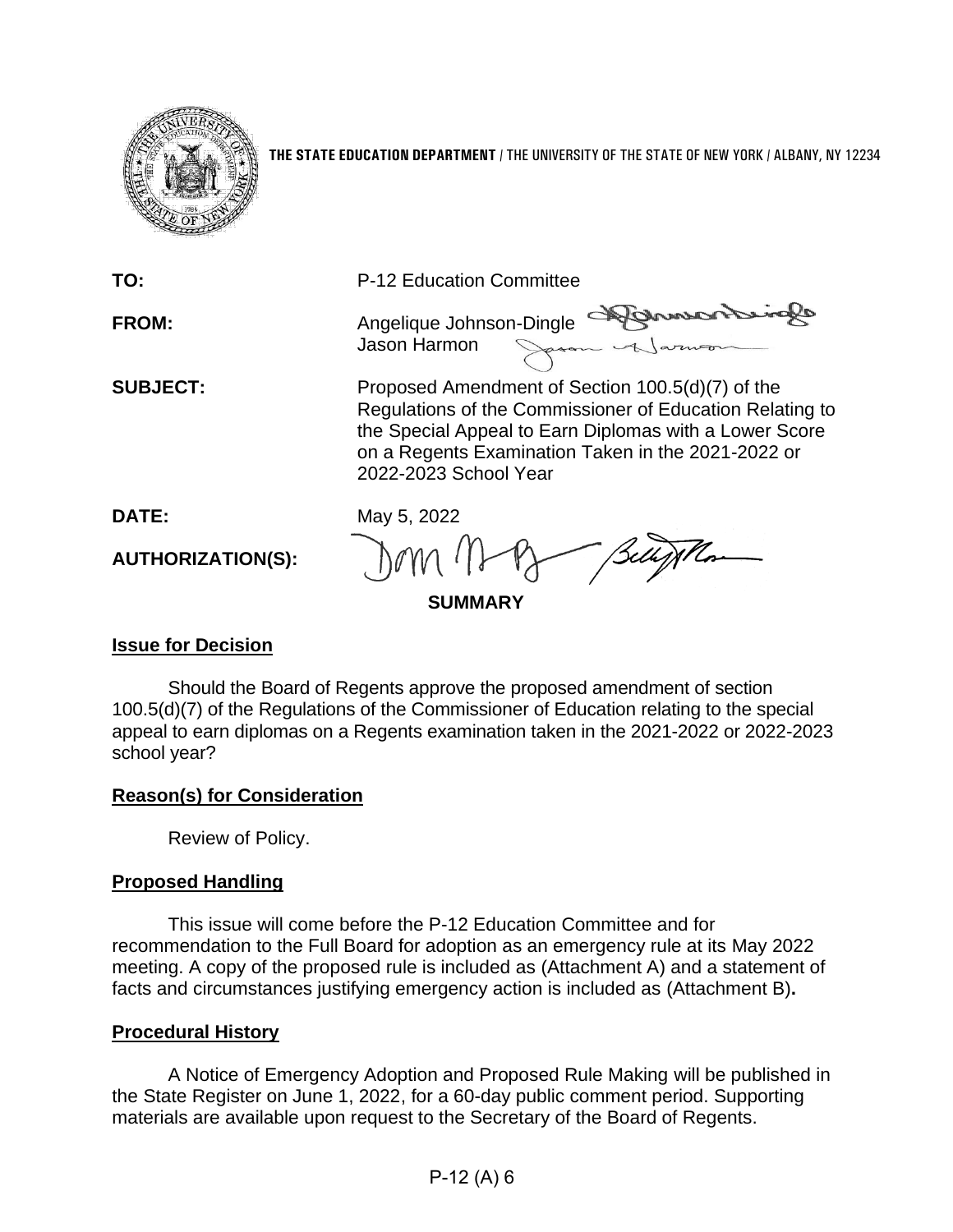**THE STATE EDUCATION DEPARTMENT** / THE UNIVERSITY OF THE STATE OF NEW YORK / ALBANY, NY 12234

**TO:** P-12 Education Committee

**FROM:** Angelique Johnson-Dingle
Jason Harmon

**SUBJECT:** Proposed Amendment of Section 100.5(d)(7) of the Regulations of the Commissioner of Education Relating to the Special Appeal to Earn Diplomas with a Lower Score on a Regents Examination Taken in the 2021-2022 or 2022-2023 School Year

**DATE:** May 5, 2022

**AUTHORIZATION(S):**

**SUMMARY**

## Issue for Decision

Should the Board of Regents approve the proposed amendment of section 100.5(d)(7) of the Regulations of the Commissioner of Education relating to the special appeal to earn diplomas on a Regents examination taken in the 2021-2022 or 2022-2023 school year?

## Reason(s) for Consideration

Review of Policy.

## Proposed Handling

This issue will come before the P-12 Education Committee and for recommendation to the Full Board for adoption as an emergency rule at its May 2022 meeting. A copy of the proposed rule is included as (Attachment A) and a statement of facts and circumstances justifying emergency action is included as (Attachment B)**.**

## Procedural History

A Notice of Emergency Adoption and Proposed Rule Making will be published in the State Register on June 1, 2022, for a 60-day public comment period. Supporting materials are available upon request to the Secretary of the Board of Regents.

P-12 (A) 6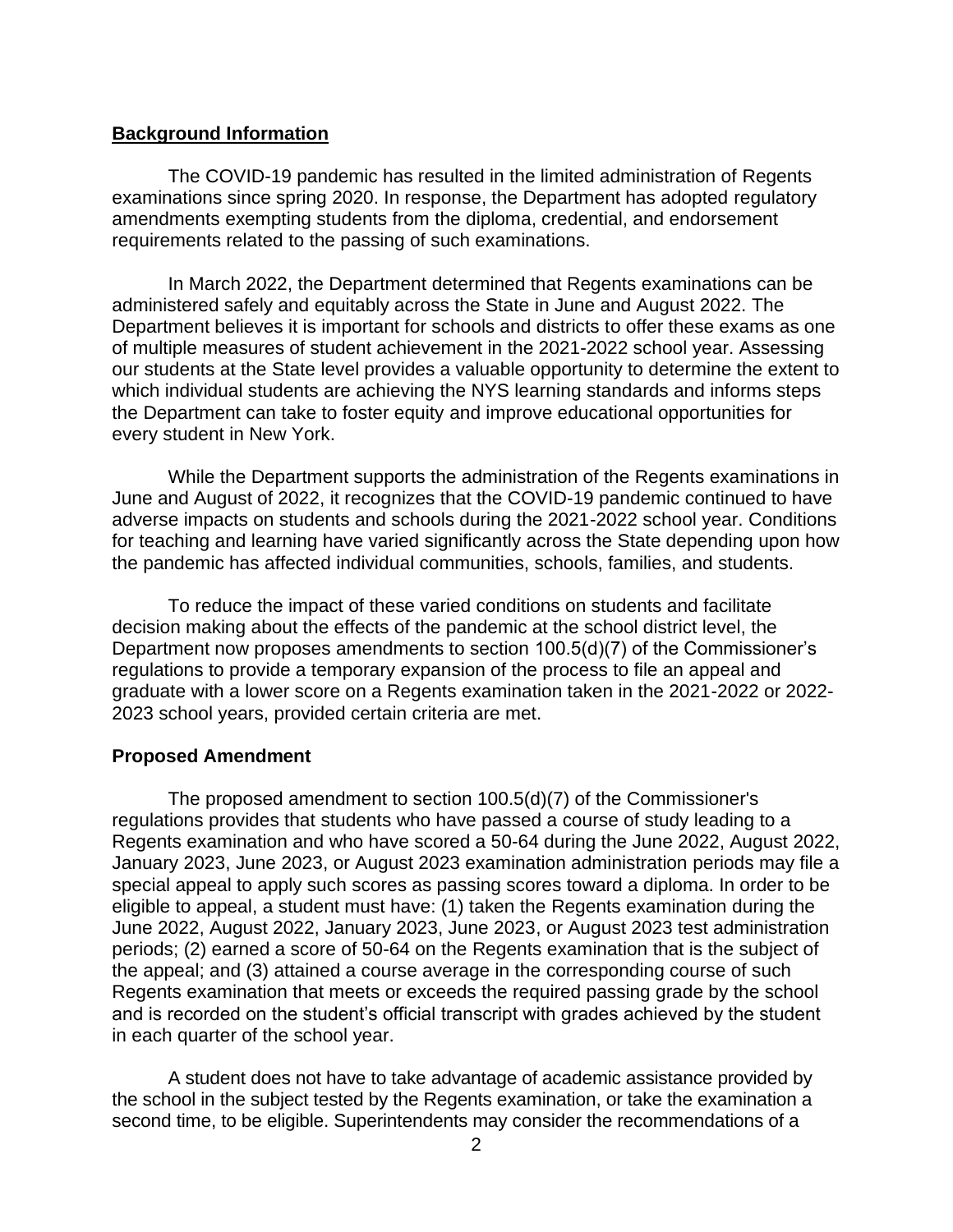## Background Information

The COVID-19 pandemic has resulted in the limited administration of Regents examinations since spring 2020. In response, the Department has adopted regulatory amendments exempting students from the diploma, credential, and endorsement requirements related to the passing of such examinations.

In March 2022, the Department determined that Regents examinations can be administered safely and equitably across the State in June and August 2022. The Department believes it is important for schools and districts to offer these exams as one of multiple measures of student achievement in the 2021-2022 school year. Assessing our students at the State level provides a valuable opportunity to determine the extent to which individual students are achieving the NYS learning standards and informs steps the Department can take to foster equity and improve educational opportunities for every student in New York.

While the Department supports the administration of the Regents examinations in June and August of 2022, it recognizes that the COVID-19 pandemic continued to have adverse impacts on students and schools during the 2021-2022 school year. Conditions for teaching and learning have varied significantly across the State depending upon how the pandemic has affected individual communities, schools, families, and students.

To reduce the impact of these varied conditions on students and facilitate decision making about the effects of the pandemic at the school district level, the Department now proposes amendments to section 100.5(d)(7) of the Commissioner's regulations to provide a temporary expansion of the process to file an appeal and graduate with a lower score on a Regents examination taken in the 2021-2022 or 2022-2023 school years, provided certain criteria are met.

## Proposed Amendment

The proposed amendment to section 100.5(d)(7) of the Commissioner's regulations provides that students who have passed a course of study leading to a Regents examination and who have scored a 50-64 during the June 2022, August 2022, January 2023, June 2023, or August 2023 examination administration periods may file a special appeal to apply such scores as passing scores toward a diploma. In order to be eligible to appeal, a student must have: (1) taken the Regents examination during the June 2022, August 2022, January 2023, June 2023, or August 2023 test administration periods; (2) earned a score of 50-64 on the Regents examination that is the subject of the appeal; and (3) attained a course average in the corresponding course of such Regents examination that meets or exceeds the required passing grade by the school and is recorded on the student's official transcript with grades achieved by the student in each quarter of the school year.

A student does not have to take advantage of academic assistance provided by the school in the subject tested by the Regents examination, or take the examination a second time, to be eligible. Superintendents may consider the recommendations of a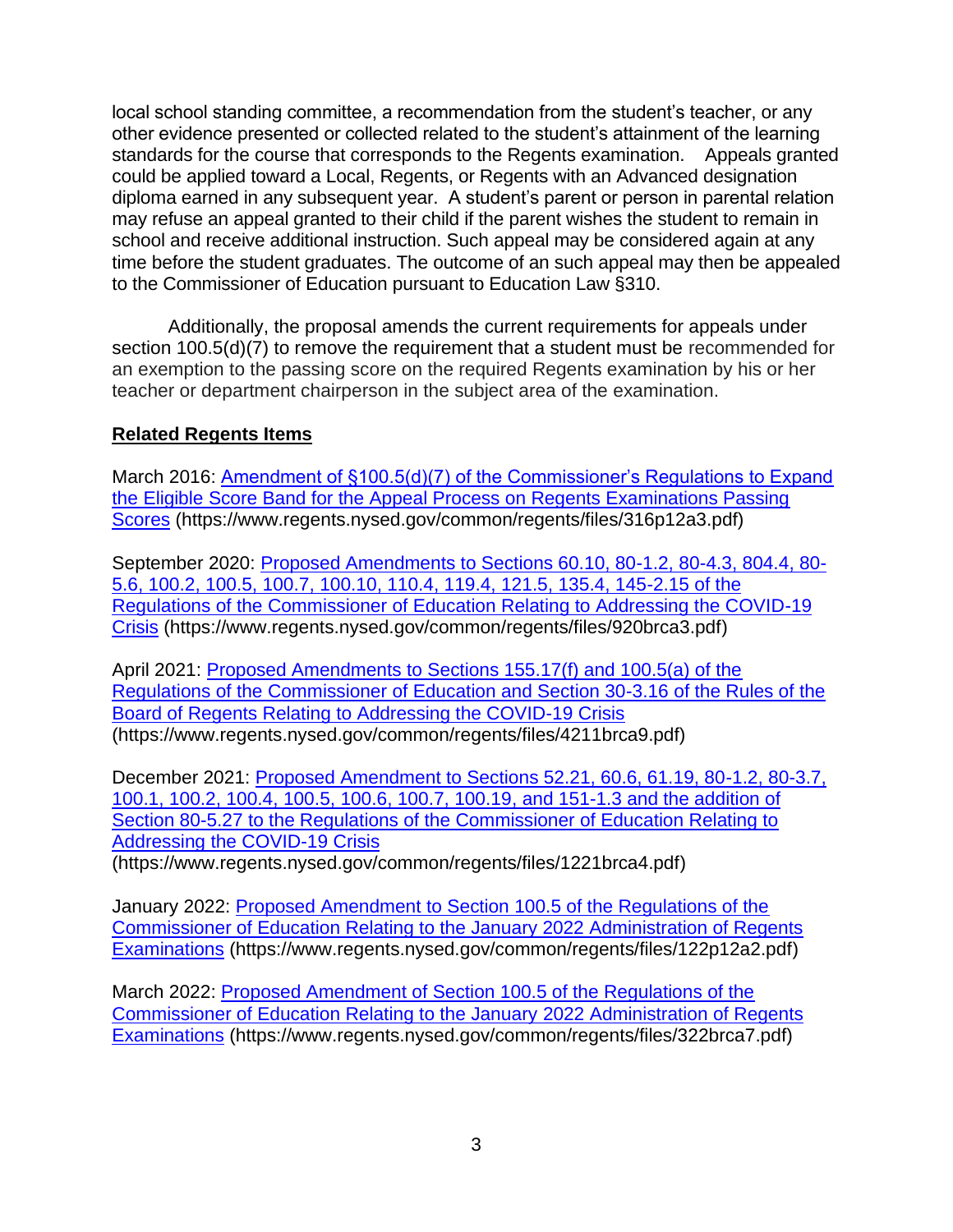local school standing committee, a recommendation from the student's teacher, or any other evidence presented or collected related to the student's attainment of the learning standards for the course that corresponds to the Regents examination. Appeals granted could be applied toward a Local, Regents, or Regents with an Advanced designation diploma earned in any subsequent year. A student's parent or person in parental relation may refuse an appeal granted to their child if the parent wishes the student to remain in school and receive additional instruction. Such appeal may be considered again at any time before the student graduates. The outcome of an such appeal may then be appealed to the Commissioner of Education pursuant to Education Law §310.

Additionally, the proposal amends the current requirements for appeals under section 100.5(d)(7) to remove the requirement that a student must be recommended for an exemption to the passing score on the required Regents examination by his or her teacher or department chairperson in the subject area of the examination.

**Related Regents Items**

March 2016: [Amendment of §100.5(d)(7) of the Commissioner's Regulations to Expand the Eligible Score Band for the Appeal Process on Regents Examinations Passing Scores](https://www.regents.nysed.gov/common/regents/files/316p12a3.pdf) (https://www.regents.nysed.gov/common/regents/files/316p12a3.pdf)

September 2020: [Proposed Amendments to Sections 60.10, 80-1.2, 80-4.3, 804.4, 80-5.6, 100.2, 100.5, 100.7, 100.10, 110.4, 119.4, 121.5, 135.4, 145-2.15 of the Regulations of the Commissioner of Education Relating to Addressing the COVID-19 Crisis](https://www.regents.nysed.gov/common/regents/files/920brca3.pdf) (https://www.regents.nysed.gov/common/regents/files/920brca3.pdf)

April 2021: [Proposed Amendments to Sections 155.17(f) and 100.5(a) of the Regulations of the Commissioner of Education and Section 30-3.16 of the Rules of the Board of Regents Relating to Addressing the COVID-19 Crisis](https://www.regents.nysed.gov/common/regents/files/4211brca9.pdf) (https://www.regents.nysed.gov/common/regents/files/4211brca9.pdf)

December 2021: [Proposed Amendment to Sections 52.21, 60.6, 61.19, 80-1.2, 80-3.7, 100.1, 100.2, 100.4, 100.5, 100.6, 100.7, 100.19, and 151-1.3 and the addition of Section 80-5.27 to the Regulations of the Commissioner of Education Relating to Addressing the COVID-19 Crisis](https://www.regents.nysed.gov/common/regents/files/1221brca4.pdf) (https://www.regents.nysed.gov/common/regents/files/1221brca4.pdf)

January 2022: [Proposed Amendment to Section 100.5 of the Regulations of the Commissioner of Education Relating to the January 2022 Administration of Regents Examinations](https://www.regents.nysed.gov/common/regents/files/122p12a2.pdf) (https://www.regents.nysed.gov/common/regents/files/122p12a2.pdf)

March 2022: [Proposed Amendment of Section 100.5 of the Regulations of the Commissioner of Education Relating to the January 2022 Administration of Regents Examinations](https://www.regents.nysed.gov/common/regents/files/322brca7.pdf) (https://www.regents.nysed.gov/common/regents/files/322brca7.pdf)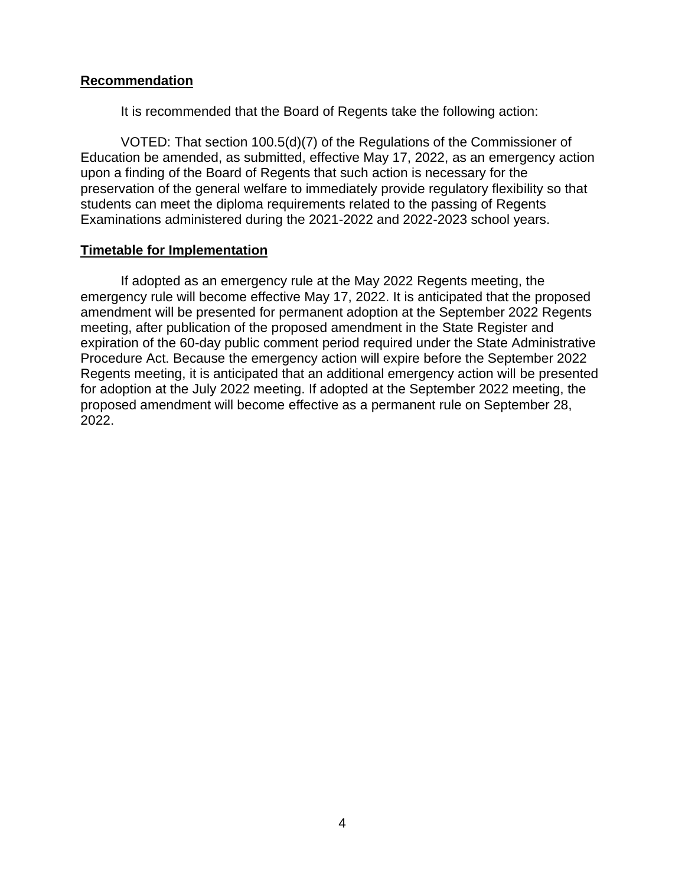**Recommendation**

It is recommended that the Board of Regents take the following action:

VOTED: That section 100.5(d)(7) of the Regulations of the Commissioner of Education be amended, as submitted, effective May 17, 2022, as an emergency action upon a finding of the Board of Regents that such action is necessary for the preservation of the general welfare to immediately provide regulatory flexibility so that students can meet the diploma requirements related to the passing of Regents Examinations administered during the 2021-2022 and 2022-2023 school years.

**Timetable for Implementation**

If adopted as an emergency rule at the May 2022 Regents meeting, the emergency rule will become effective May 17, 2022. It is anticipated that the proposed amendment will be presented for permanent adoption at the September 2022 Regents meeting, after publication of the proposed amendment in the State Register and expiration of the 60-day public comment period required under the State Administrative Procedure Act. Because the emergency action will expire before the September 2022 Regents meeting, it is anticipated that an additional emergency action will be presented for adoption at the July 2022 meeting. If adopted at the September 2022 meeting, the proposed amendment will become effective as a permanent rule on September 28, 2022.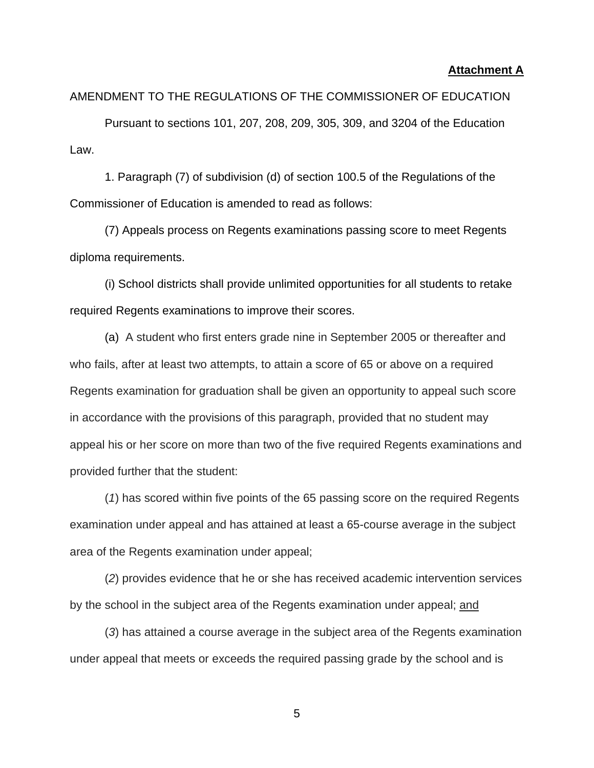**Attachment A**

AMENDMENT TO THE REGULATIONS OF THE COMMISSIONER OF EDUCATION

Pursuant to sections 101, 207, 208, 209, 305, 309, and 3204 of the Education Law.

1. Paragraph (7) of subdivision (d) of section 100.5 of the Regulations of the Commissioner of Education is amended to read as follows:

(7) Appeals process on Regents examinations passing score to meet Regents diploma requirements.

(i) School districts shall provide unlimited opportunities for all students to retake required Regents examinations to improve their scores.

(a) A student who first enters grade nine in September 2005 or thereafter and who fails, after at least two attempts, to attain a score of 65 or above on a required Regents examination for graduation shall be given an opportunity to appeal such score in accordance with the provisions of this paragraph, provided that no student may appeal his or her score on more than two of the five required Regents examinations and provided further that the student:

(*1*) has scored within five points of the 65 passing score on the required Regents examination under appeal and has attained at least a 65-course average in the subject area of the Regents examination under appeal;

(*2*) provides evidence that he or she has received academic intervention services by the school in the subject area of the Regents examination under appeal; <u>and</u>

(*3*) has attained a course average in the subject area of the Regents examination under appeal that meets or exceeds the required passing grade by the school and is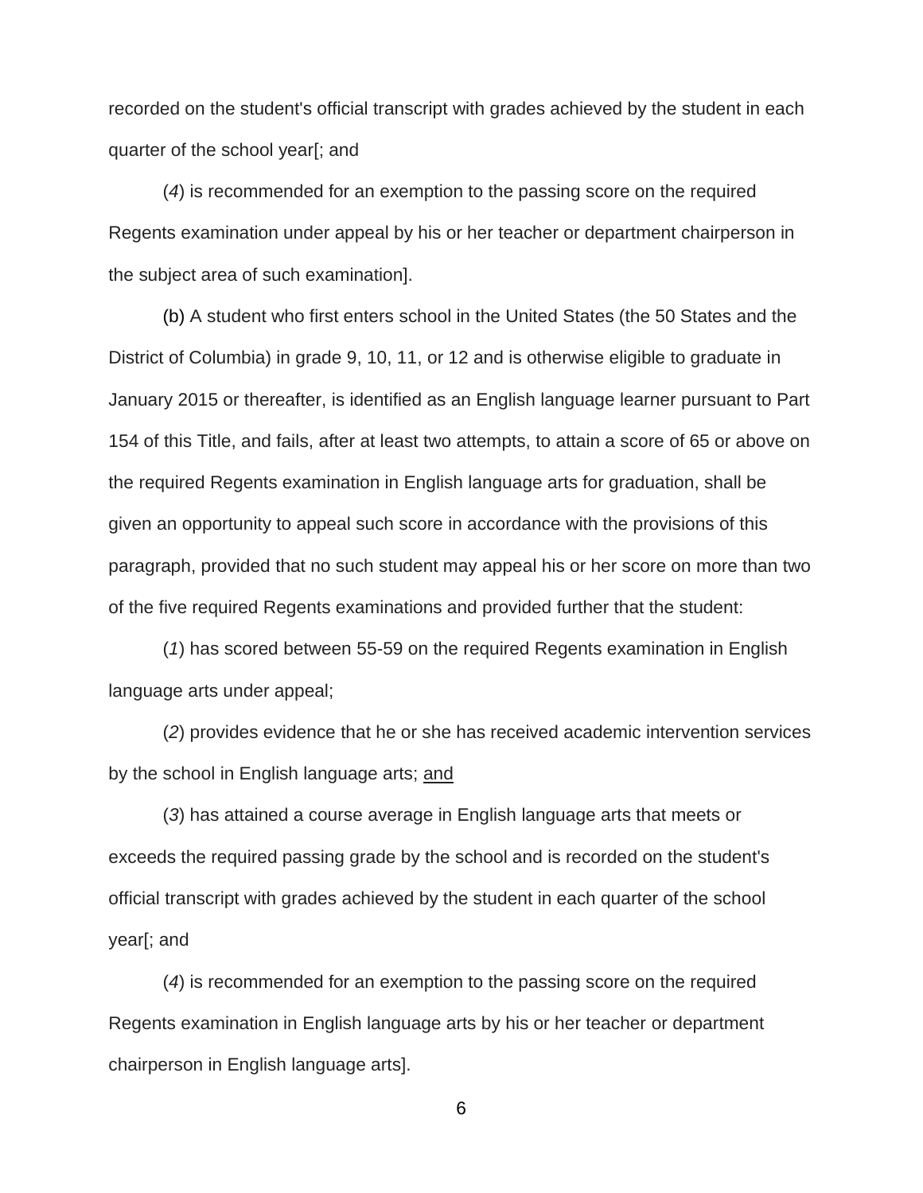recorded on the student's official transcript with grades achieved by the student in each quarter of the school year[; and

(*4*) is recommended for an exemption to the passing score on the required Regents examination under appeal by his or her teacher or department chairperson in the subject area of such examination].

(b) A student who first enters school in the United States (the 50 States and the District of Columbia) in grade 9, 10, 11, or 12 and is otherwise eligible to graduate in January 2015 or thereafter, is identified as an English language learner pursuant to Part 154 of this Title, and fails, after at least two attempts, to attain a score of 65 or above on the required Regents examination in English language arts for graduation, shall be given an opportunity to appeal such score in accordance with the provisions of this paragraph, provided that no such student may appeal his or her score on more than two of the five required Regents examinations and provided further that the student:

(*1*) has scored between 55-59 on the required Regents examination in English language arts under appeal;

(*2*) provides evidence that he or she has received academic intervention services by the school in English language arts; <u>and</u>

(*3*) has attained a course average in English language arts that meets or exceeds the required passing grade by the school and is recorded on the student's official transcript with grades achieved by the student in each quarter of the school year[; and

(*4*) is recommended for an exemption to the passing score on the required Regents examination in English language arts by his or her teacher or department chairperson in English language arts].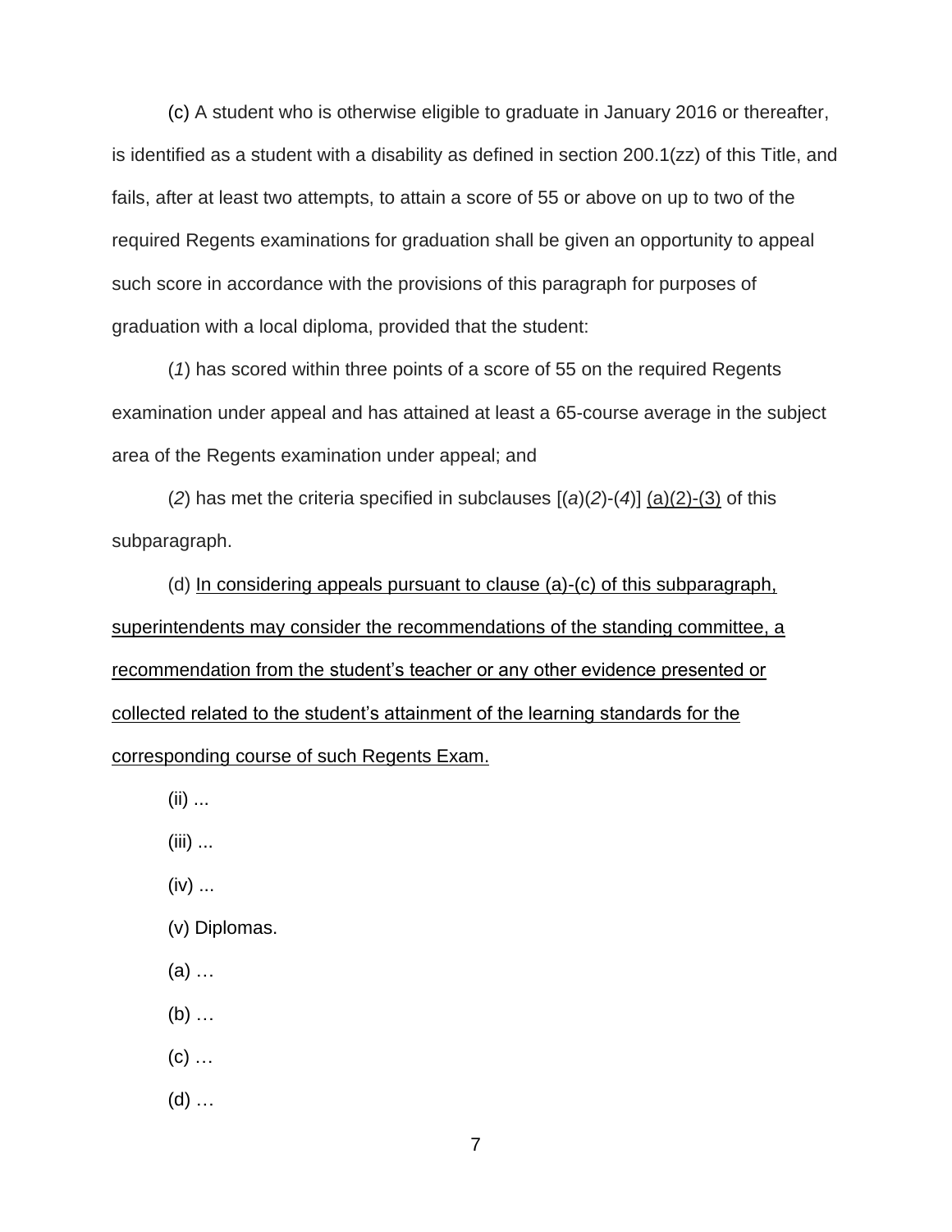(c) A student who is otherwise eligible to graduate in January 2016 or thereafter, is identified as a student with a disability as defined in section 200.1(zz) of this Title, and fails, after at least two attempts, to attain a score of 55 or above on up to two of the required Regents examinations for graduation shall be given an opportunity to appeal such score in accordance with the provisions of this paragraph for purposes of graduation with a local diploma, provided that the student:

(*1*) has scored within three points of a score of 55 on the required Regents examination under appeal and has attained at least a 65-course average in the subject area of the Regents examination under appeal; and

(*2*) has met the criteria specified in subclauses [(*a*)(*2*)-(*4*)] <u>(a)(2)-(3)</u> of this subparagraph.

(d) <u>In considering appeals pursuant to clause (a)-(c) of this subparagraph, superintendents may consider the recommendations of the standing committee, a recommendation from the student's teacher or any other evidence presented or collected related to the student's attainment of the learning standards for the corresponding course of such Regents Exam.</u>

(ii) ...

(iii) ...

(iv) ...

(v) Diplomas.

(a) …

(b) …

(c) …

(d) …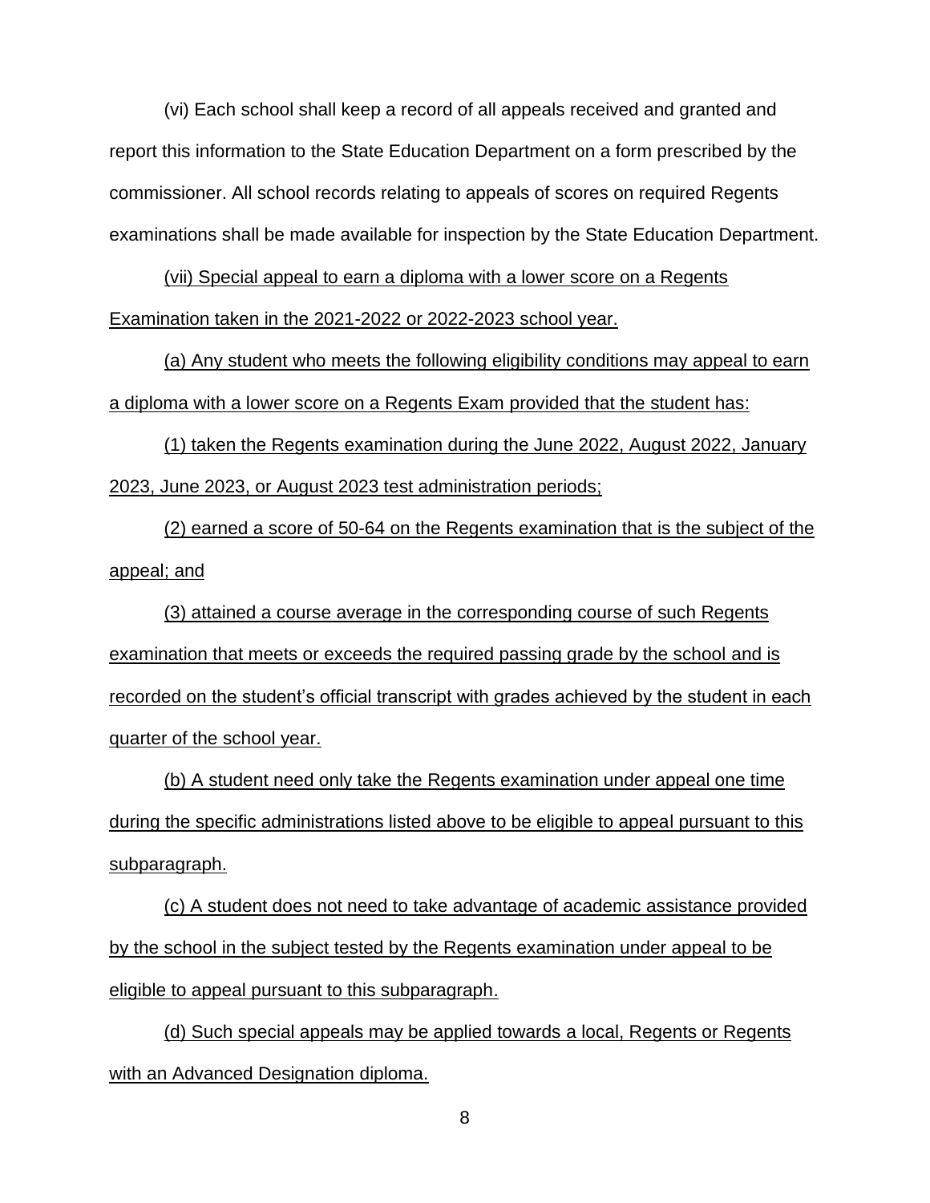(vi) Each school shall keep a record of all appeals received and granted and report this information to the State Education Department on a form prescribed by the commissioner. All school records relating to appeals of scores on required Regents examinations shall be made available for inspection by the State Education Department.

<u>(vii) Special appeal to earn a diploma with a lower score on a Regents Examination taken in the 2021-2022 or 2022-2023 school year.</u>

<u>(a) Any student who meets the following eligibility conditions may appeal to earn a diploma with a lower score on a Regents Exam provided that the student has:</u>

<u>(1) taken the Regents examination during the June 2022, August 2022, January 2023, June 2023, or August 2023 test administration periods;</u>

<u>(2) earned a score of 50-64 on the Regents examination that is the subject of the appeal; and</u>

<u>(3) attained a course average in the corresponding course of such Regents examination that meets or exceeds the required passing grade by the school and is recorded on the student's official transcript with grades achieved by the student in each quarter of the school year.</u>

<u>(b) A student need only take the Regents examination under appeal one time during the specific administrations listed above to be eligible to appeal pursuant to this subparagraph.</u>

<u>(c) A student does not need to take advantage of academic assistance provided by the school in the subject tested by the Regents examination under appeal to be eligible to appeal pursuant to this subparagraph.</u>

<u>(d) Such special appeals may be applied towards a local, Regents or Regents with an Advanced Designation diploma.</u>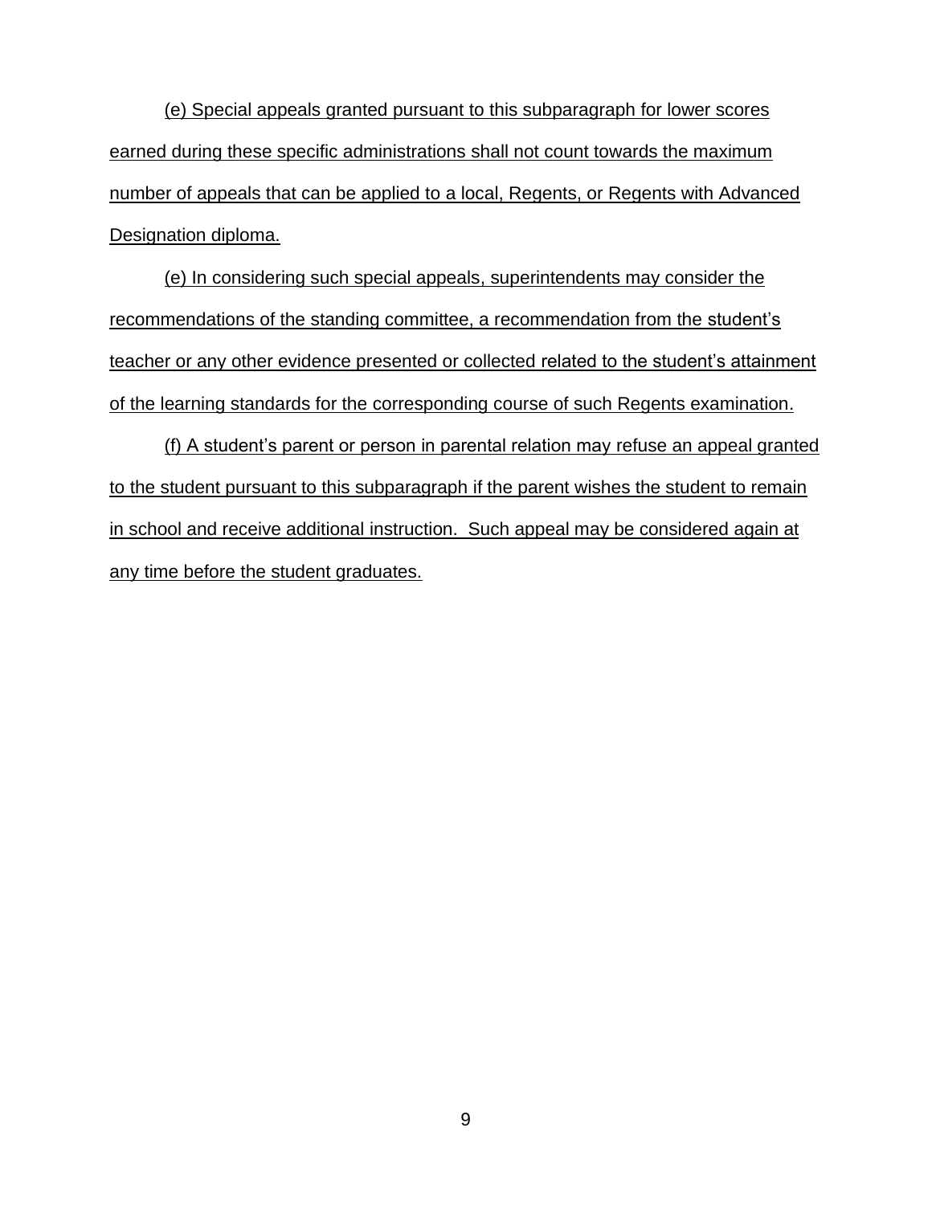(e) Special appeals granted pursuant to this subparagraph for lower scores earned during these specific administrations shall not count towards the maximum number of appeals that can be applied to a local, Regents, or Regents with Advanced Designation diploma.

(e) In considering such special appeals, superintendents may consider the recommendations of the standing committee, a recommendation from the student's teacher or any other evidence presented or collected related to the student's attainment of the learning standards for the corresponding course of such Regents examination.

(f) A student's parent or person in parental relation may refuse an appeal granted to the student pursuant to this subparagraph if the parent wishes the student to remain in school and receive additional instruction. Such appeal may be considered again at any time before the student graduates.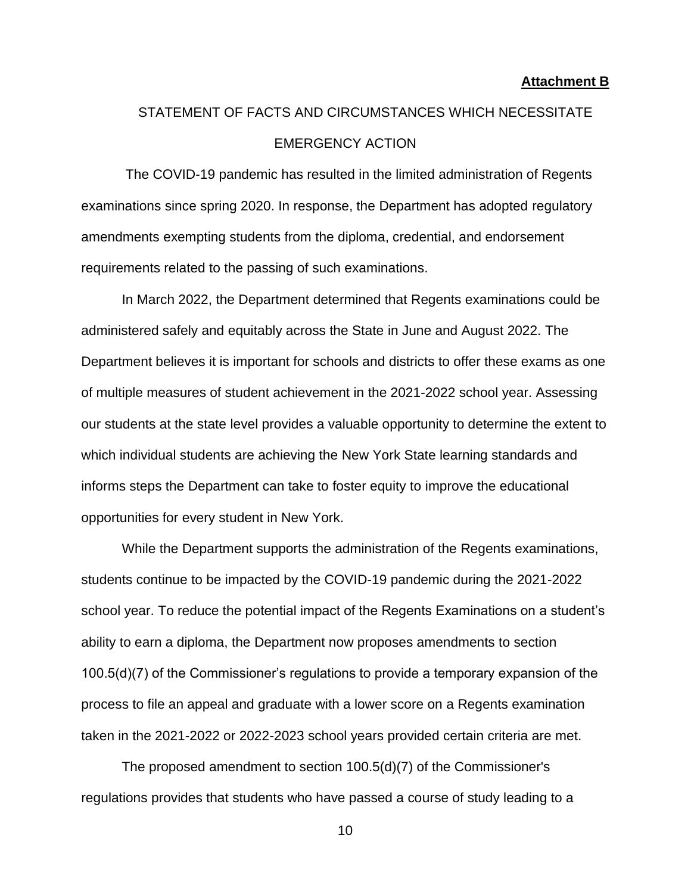**Attachment B**

STATEMENT OF FACTS AND CIRCUMSTANCES WHICH NECESSITATE EMERGENCY ACTION

The COVID-19 pandemic has resulted in the limited administration of Regents examinations since spring 2020. In response, the Department has adopted regulatory amendments exempting students from the diploma, credential, and endorsement requirements related to the passing of such examinations.

In March 2022, the Department determined that Regents examinations could be administered safely and equitably across the State in June and August 2022. The Department believes it is important for schools and districts to offer these exams as one of multiple measures of student achievement in the 2021-2022 school year. Assessing our students at the state level provides a valuable opportunity to determine the extent to which individual students are achieving the New York State learning standards and informs steps the Department can take to foster equity to improve the educational opportunities for every student in New York.

While the Department supports the administration of the Regents examinations, students continue to be impacted by the COVID-19 pandemic during the 2021-2022 school year. To reduce the potential impact of the Regents Examinations on a student's ability to earn a diploma, the Department now proposes amendments to section 100.5(d)(7) of the Commissioner's regulations to provide a temporary expansion of the process to file an appeal and graduate with a lower score on a Regents examination taken in the 2021-2022 or 2022-2023 school years provided certain criteria are met.

The proposed amendment to section 100.5(d)(7) of the Commissioner's regulations provides that students who have passed a course of study leading to a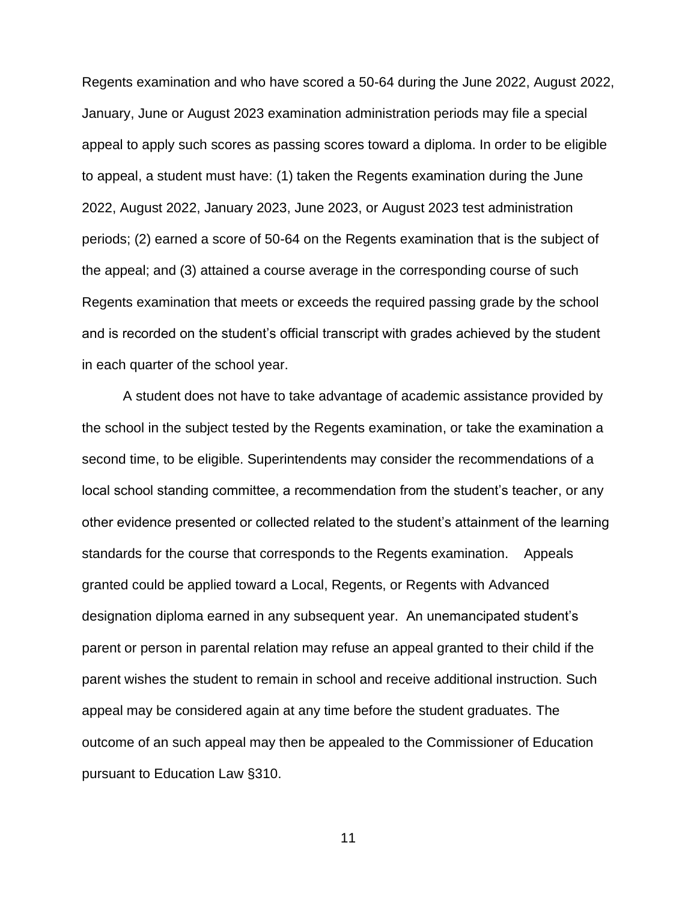Regents examination and who have scored a 50-64 during the June 2022, August 2022, January, June or August 2023 examination administration periods may file a special appeal to apply such scores as passing scores toward a diploma. In order to be eligible to appeal, a student must have: (1) taken the Regents examination during the June 2022, August 2022, January 2023, June 2023, or August 2023 test administration periods; (2) earned a score of 50-64 on the Regents examination that is the subject of the appeal; and (3) attained a course average in the corresponding course of such Regents examination that meets or exceeds the required passing grade by the school and is recorded on the student's official transcript with grades achieved by the student in each quarter of the school year.

A student does not have to take advantage of academic assistance provided by the school in the subject tested by the Regents examination, or take the examination a second time, to be eligible. Superintendents may consider the recommendations of a local school standing committee, a recommendation from the student's teacher, or any other evidence presented or collected related to the student's attainment of the learning standards for the course that corresponds to the Regents examination. Appeals granted could be applied toward a Local, Regents, or Regents with Advanced designation diploma earned in any subsequent year. An unemancipated student's parent or person in parental relation may refuse an appeal granted to their child if the parent wishes the student to remain in school and receive additional instruction. Such appeal may be considered again at any time before the student graduates. The outcome of an such appeal may then be appealed to the Commissioner of Education pursuant to Education Law §310.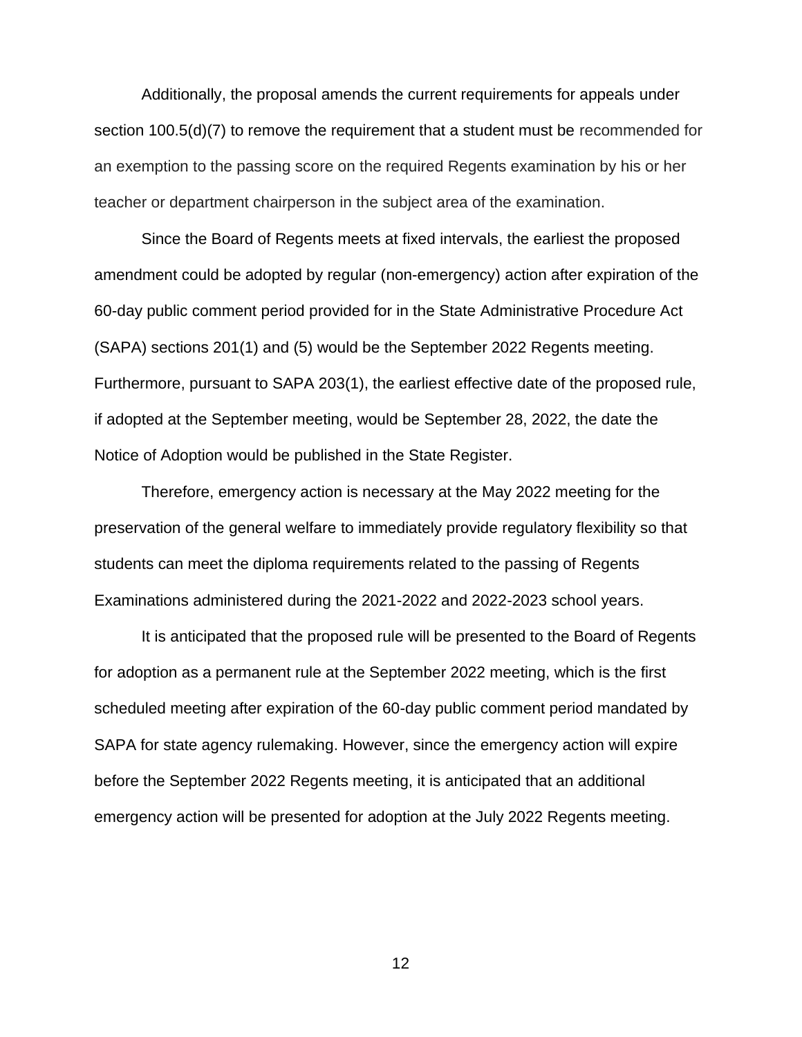Additionally, the proposal amends the current requirements for appeals under section 100.5(d)(7) to remove the requirement that a student must be recommended for an exemption to the passing score on the required Regents examination by his or her teacher or department chairperson in the subject area of the examination.

Since the Board of Regents meets at fixed intervals, the earliest the proposed amendment could be adopted by regular (non-emergency) action after expiration of the 60-day public comment period provided for in the State Administrative Procedure Act (SAPA) sections 201(1) and (5) would be the September 2022 Regents meeting. Furthermore, pursuant to SAPA 203(1), the earliest effective date of the proposed rule, if adopted at the September meeting, would be September 28, 2022, the date the Notice of Adoption would be published in the State Register.

Therefore, emergency action is necessary at the May 2022 meeting for the preservation of the general welfare to immediately provide regulatory flexibility so that students can meet the diploma requirements related to the passing of Regents Examinations administered during the 2021-2022 and 2022-2023 school years.

It is anticipated that the proposed rule will be presented to the Board of Regents for adoption as a permanent rule at the September 2022 meeting, which is the first scheduled meeting after expiration of the 60-day public comment period mandated by SAPA for state agency rulemaking. However, since the emergency action will expire before the September 2022 Regents meeting, it is anticipated that an additional emergency action will be presented for adoption at the July 2022 Regents meeting.